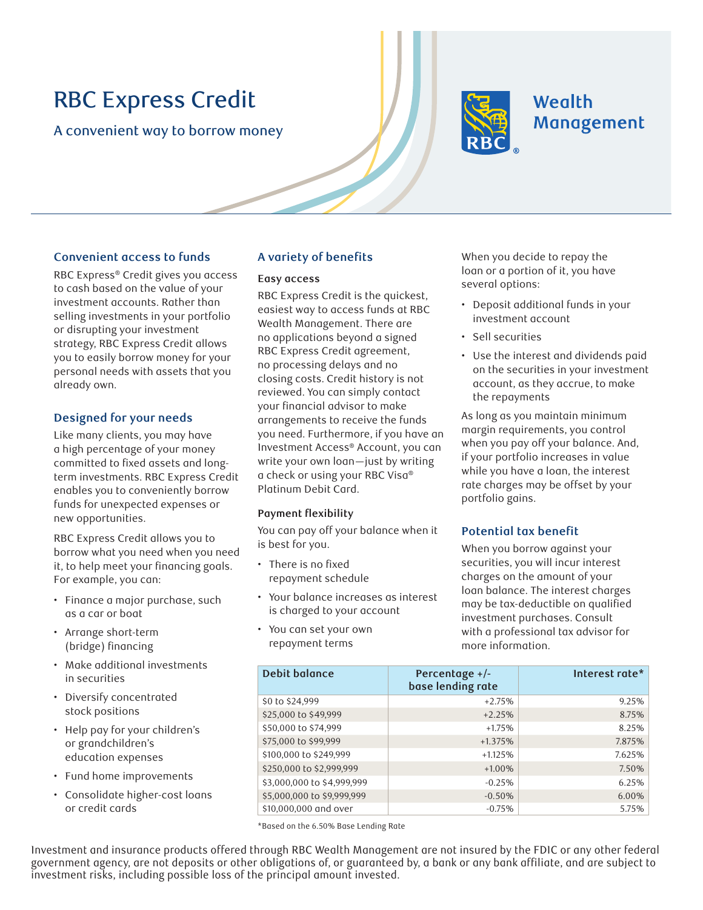# RBC Express Credit

A convenient way to borrow money

Wealth Management

## Convenient access to funds

RBC Express® Credit gives you access to cash based on the value of your investment accounts. Rather than selling investments in your portfolio or disrupting your investment strategy, RBC Express Credit allows you to easily borrow money for your personal needs with assets that you already own.

## Designed for your needs

Like many clients, you may have a high percentage of your money committed to fixed assets and long-term investments. RBC Express Credit enables you to conveniently borrow funds for unexpected expenses or new opportunities.

RBC Express Credit allows you to borrow what you need when you need it, to help meet your financing goals. For example, you can:

- Finance a major purchase, such as a car or boat
- Arrange short-term (bridge) financing
- Make additional investments in securities
- Diversify concentrated stock positions
- Help pay for your children's or grandchildren's education expenses
- Fund home improvements
- Consolidate higher-cost loans or credit cards

## A variety of benefits

### Easy access

RBC Express Credit is the quickest, easiest way to access funds at RBC Wealth Management. There are no applications beyond a signed RBC Express Credit agreement, no processing delays and no closing costs. Credit history is not reviewed. You can simply contact your financial advisor to make arrangements to receive the funds you need. Furthermore, if you have an Investment Access® Account, you can write your own loan—just by writing a check or using your RBC Visa® Platinum Debit Card.

### Payment flexibility

You can pay off your balance when it is best for you.

- There is no fixed repayment schedule
- Your balance increases as interest is charged to your account
- You can set your own repayment terms

When you decide to repay the loan or a portion of it, you have several options:

- Deposit additional funds in your investment account
- Sell securities
- Use the interest and dividends paid on the securities in your investment account, as they accrue, to make the repayments

As long as you maintain minimum margin requirements, you control when you pay off your balance. And, if your portfolio increases in value while you have a loan, the interest rate charges may be offset by your portfolio gains.

## Potential tax benefit

When you borrow against your securities, you will incur interest charges on the amount of your loan balance. The interest charges may be tax-deductible on qualified investment purchases. Consult with a professional tax advisor for more information.

| Debit balance | Percentage +/- base lending rate | Interest rate* |
|---|---|---|
| $0 to $24,999 | +2.75% | 9.25% |
| $25,000 to $49,999 | +2.25% | 8.75% |
| $50,000 to $74,999 | +1.75% | 8.25% |
| $75,000 to $99,999 | +1.375% | 7.875% |
| $100,000 to $249,999 | +1.125% | 7.625% |
| $250,000 to $2,999,999 | +1.00% | 7.50% |
| $3,000,000 to $4,999,999 | -0.25% | 6.25% |
| $5,000,000 to $9,999,999 | -0.50% | 6.00% |
| $10,000,000 and over | -0.75% | 5.75% |

*Based on the 6.50% Base Lending Rate

Investment and insurance products offered through RBC Wealth Management are not insured by the FDIC or any other federal government agency, are not deposits or other obligations of, or guaranteed by, a bank or any bank affiliate, and are subject to investment risks, including possible loss of the principal amount invested.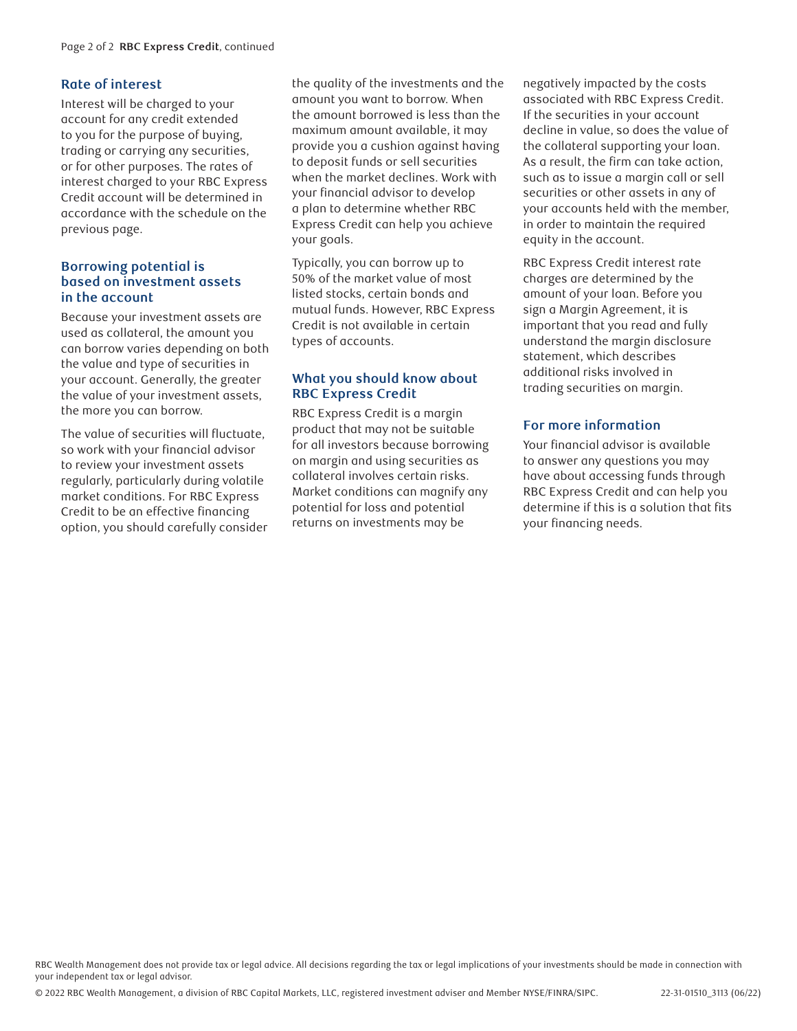## Rate of interest

Interest will be charged to your account for any credit extended to you for the purpose of buying, trading or carrying any securities, or for other purposes. The rates of interest charged to your RBC Express Credit account will be determined in accordance with the schedule on the previous page.

## Borrowing potential is based on investment assets in the account

Because your investment assets are used as collateral, the amount you can borrow varies depending on both the value and type of securities in your account. Generally, the greater the value of your investment assets, the more you can borrow.

The value of securities will fluctuate, so work with your financial advisor to review your investment assets regularly, particularly during volatile market conditions. For RBC Express Credit to be an effective financing option, you should carefully consider the quality of the investments and the amount you want to borrow. When the amount borrowed is less than the maximum amount available, it may provide you a cushion against having to deposit funds or sell securities when the market declines. Work with your financial advisor to develop a plan to determine whether RBC Express Credit can help you achieve your goals.

Typically, you can borrow up to 50% of the market value of most listed stocks, certain bonds and mutual funds. However, RBC Express Credit is not available in certain types of accounts.

## What you should know about RBC Express Credit

RBC Express Credit is a margin product that may not be suitable for all investors because borrowing on margin and using securities as collateral involves certain risks. Market conditions can magnify any potential for loss and potential returns on investments may be negatively impacted by the costs associated with RBC Express Credit. If the securities in your account decline in value, so does the value of the collateral supporting your loan. As a result, the firm can take action, such as to issue a margin call or sell securities or other assets in any of your accounts held with the member, in order to maintain the required equity in the account.

RBC Express Credit interest rate charges are determined by the amount of your loan. Before you sign a Margin Agreement, it is important that you read and fully understand the margin disclosure statement, which describes additional risks involved in trading securities on margin.

## For more information

Your financial advisor is available to answer any questions you may have about accessing funds through RBC Express Credit and can help you determine if this is a solution that fits your financing needs.

RBC Wealth Management does not provide tax or legal advice. All decisions regarding the tax or legal implications of your investments should be made in connection with your independent tax or legal advisor.

© 2022 RBC Wealth Management, a division of RBC Capital Markets, LLC, registered investment adviser and Member NYSE/FINRA/SIPC. 22-31-01510_3113 (06/22)